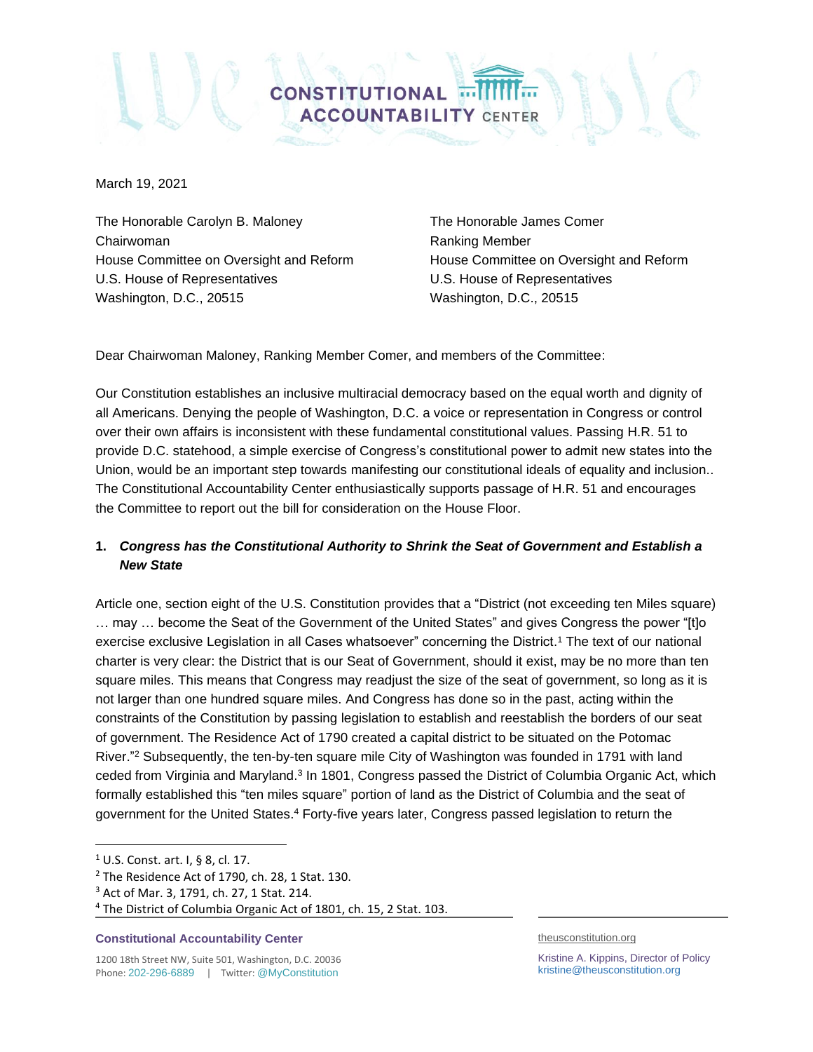March 19, 2021

The Honorable Carolyn B. Maloney
Chairwoman
House Committee on Oversight and Reform
U.S. House of Representatives
Washington, D.C., 20515

The Honorable James Comer
Ranking Member
House Committee on Oversight and Reform
U.S. House of Representatives
Washington, D.C., 20515

Dear Chairwoman Maloney, Ranking Member Comer, and members of the Committee:

Our Constitution establishes an inclusive multiracial democracy based on the equal worth and dignity of all Americans. Denying the people of Washington, D.C. a voice or representation in Congress or control over their own affairs is inconsistent with these fundamental constitutional values. Passing H.R. 51 to provide D.C. statehood, a simple exercise of Congress's constitutional power to admit new states into the Union, would be an important step towards manifesting our constitutional ideals of equality and inclusion.. The Constitutional Accountability Center enthusiastically supports passage of H.R. 51 and encourages the Committee to report out the bill for consideration on the House Floor.

## 1. *Congress has the Constitutional Authority to Shrink the Seat of Government and Establish a New State*

Article one, section eight of the U.S. Constitution provides that a "District (not exceeding ten Miles square) … may … become the Seat of the Government of the United States" and gives Congress the power "[t]o exercise exclusive Legislation in all Cases whatsoever" concerning the District.[1] The text of our national charter is very clear: the District that is our Seat of Government, should it exist, may be no more than ten square miles. This means that Congress may readjust the size of the seat of government, so long as it is not larger than one hundred square miles. And Congress has done so in the past, acting within the constraints of the Constitution by passing legislation to establish and reestablish the borders of our seat of government. The Residence Act of 1790 created a capital district to be situated on the Potomac River."[2] Subsequently, the ten-by-ten square mile City of Washington was founded in 1791 with land ceded from Virginia and Maryland.[3] In 1801, Congress passed the District of Columbia Organic Act, which formally established this "ten miles square" portion of land as the District of Columbia and the seat of government for the United States.[4] Forty-five years later, Congress passed legislation to return the

[1] U.S. Const. art. I, § 8, cl. 17.
[2] The Residence Act of 1790, ch. 28, 1 Stat. 130.
[3] Act of Mar. 3, 1791, ch. 27, 1 Stat. 214.
[4] The District of Columbia Organic Act of 1801, ch. 15, 2 Stat. 103.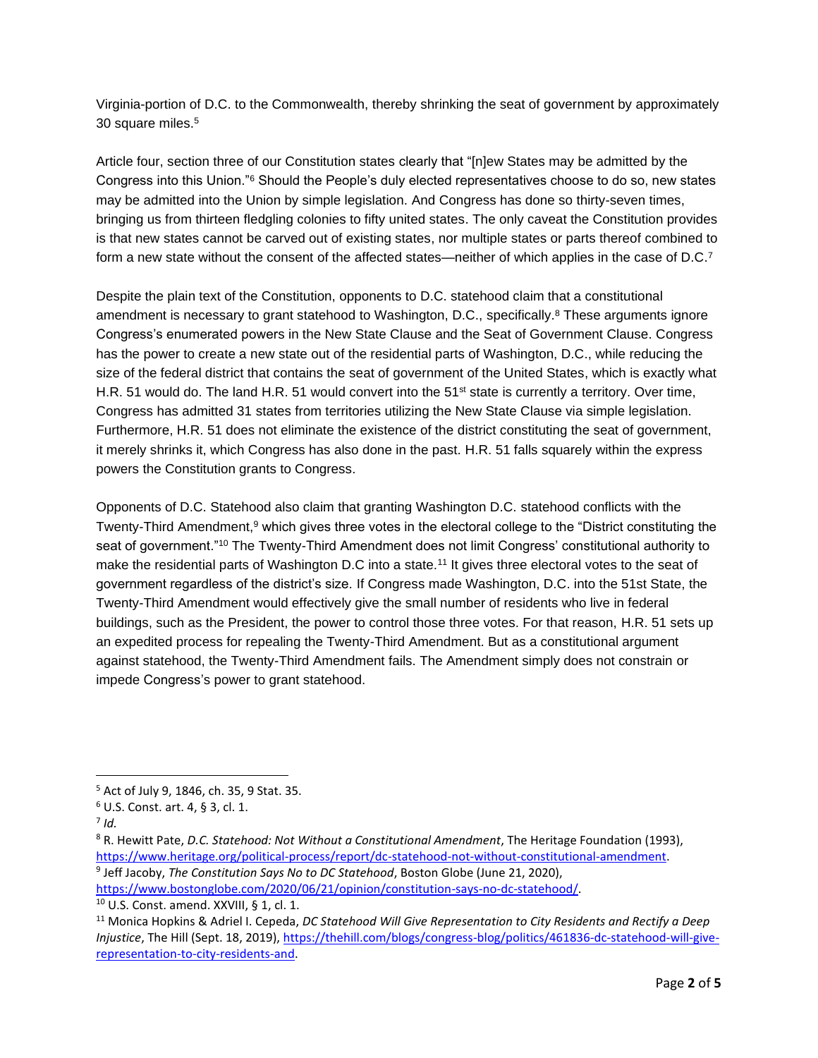Virginia-portion of D.C. to the Commonwealth, thereby shrinking the seat of government by approximately 30 square miles.[5]

Article four, section three of our Constitution states clearly that "[n]ew States may be admitted by the Congress into this Union."[6] Should the People's duly elected representatives choose to do so, new states may be admitted into the Union by simple legislation. And Congress has done so thirty-seven times, bringing us from thirteen fledgling colonies to fifty united states. The only caveat the Constitution provides is that new states cannot be carved out of existing states, nor multiple states or parts thereof combined to form a new state without the consent of the affected states—neither of which applies in the case of D.C.[7]

Despite the plain text of the Constitution, opponents to D.C. statehood claim that a constitutional amendment is necessary to grant statehood to Washington, D.C., specifically.[8] These arguments ignore Congress's enumerated powers in the New State Clause and the Seat of Government Clause. Congress has the power to create a new state out of the residential parts of Washington, D.C., while reducing the size of the federal district that contains the seat of government of the United States, which is exactly what H.R. 51 would do. The land H.R. 51 would convert into the 51st state is currently a territory. Over time, Congress has admitted 31 states from territories utilizing the New State Clause via simple legislation. Furthermore, H.R. 51 does not eliminate the existence of the district constituting the seat of government, it merely shrinks it, which Congress has also done in the past. H.R. 51 falls squarely within the express powers the Constitution grants to Congress.

Opponents of D.C. Statehood also claim that granting Washington D.C. statehood conflicts with the Twenty-Third Amendment,[9] which gives three votes in the electoral college to the "District constituting the seat of government."[10] The Twenty-Third Amendment does not limit Congress' constitutional authority to make the residential parts of Washington D.C into a state.[11] It gives three electoral votes to the seat of government regardless of the district's size. If Congress made Washington, D.C. into the 51st State, the Twenty-Third Amendment would effectively give the small number of residents who live in federal buildings, such as the President, the power to control those three votes. For that reason, H.R. 51 sets up an expedited process for repealing the Twenty-Third Amendment. But as a constitutional argument against statehood, the Twenty-Third Amendment fails. The Amendment simply does not constrain or impede Congress's power to grant statehood.

---

[5] Act of July 9, 1846, ch. 35, 9 Stat. 35.

[6] U.S. Const. art. 4, § 3, cl. 1.

[7] *Id.*

[8] R. Hewitt Pate, *D.C. Statehood: Not Without a Constitutional Amendment*, The Heritage Foundation (1993), https://www.heritage.org/political-process/report/dc-statehood-not-without-constitutional-amendment.

[9] Jeff Jacoby, *The Constitution Says No to DC Statehood*, Boston Globe (June 21, 2020), https://www.bostonglobe.com/2020/06/21/opinion/constitution-says-no-dc-statehood/.

[10] U.S. Const. amend. XXVIII, § 1, cl. 1.

[11] Monica Hopkins & Adriel I. Cepeda, *DC Statehood Will Give Representation to City Residents and Rectify a Deep Injustice*, The Hill (Sept. 18, 2019), https://thehill.com/blogs/congress-blog/politics/461836-dc-statehood-will-give-representation-to-city-residents-and.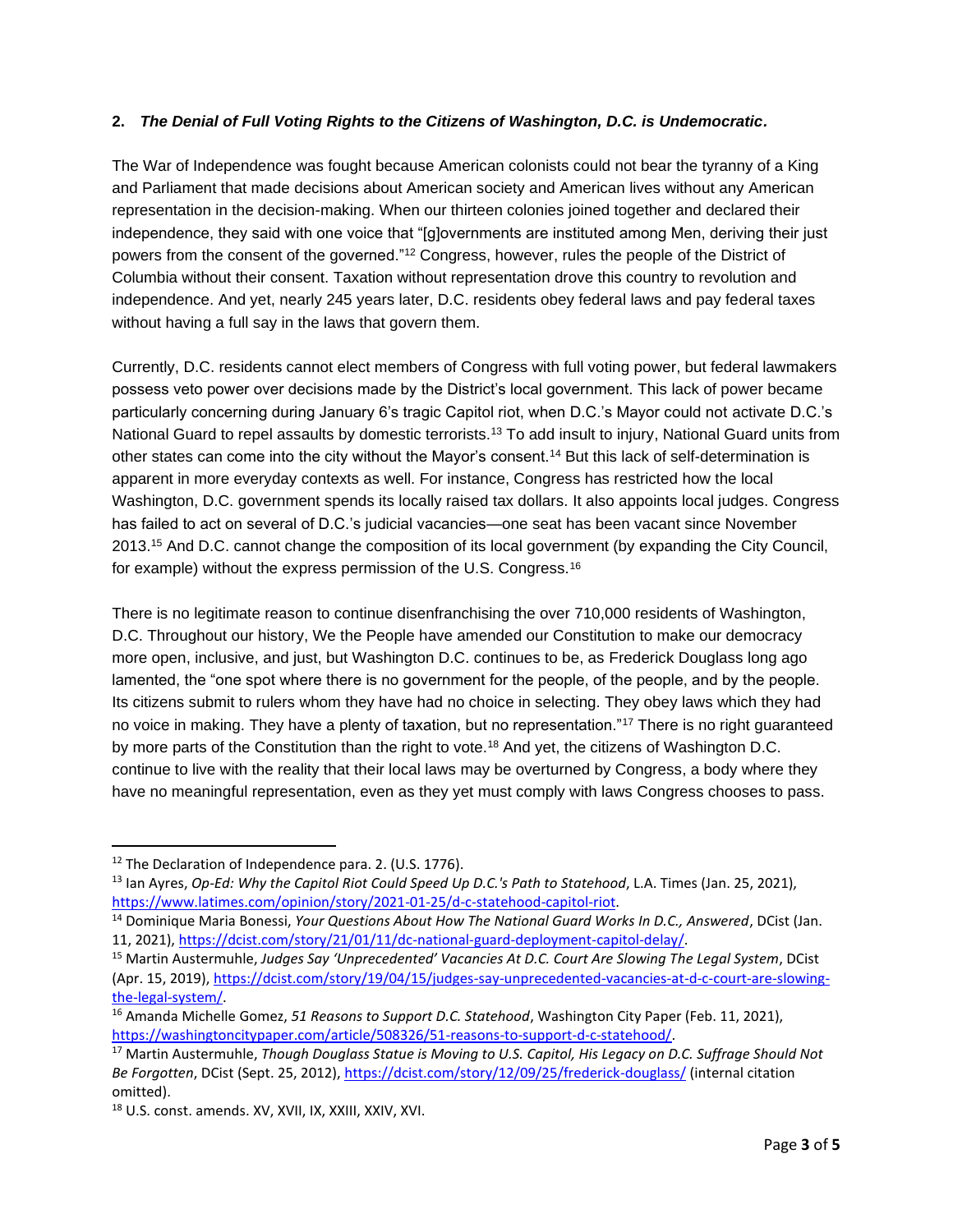**2.** ***The Denial of Full Voting Rights to the Citizens of Washington, D.C. is Undemocratic.***

The War of Independence was fought because American colonists could not bear the tyranny of a King and Parliament that made decisions about American society and American lives without any American representation in the decision-making. When our thirteen colonies joined together and declared their independence, they said with one voice that "[g]overnments are instituted among Men, deriving their just powers from the consent of the governed."[12] Congress, however, rules the people of the District of Columbia without their consent. Taxation without representation drove this country to revolution and independence. And yet, nearly 245 years later, D.C. residents obey federal laws and pay federal taxes without having a full say in the laws that govern them.

Currently, D.C. residents cannot elect members of Congress with full voting power, but federal lawmakers possess veto power over decisions made by the District's local government. This lack of power became particularly concerning during January 6's tragic Capitol riot, when D.C.'s Mayor could not activate D.C.'s National Guard to repel assaults by domestic terrorists.[13] To add insult to injury, National Guard units from other states can come into the city without the Mayor's consent.[14] But this lack of self-determination is apparent in more everyday contexts as well. For instance, Congress has restricted how the local Washington, D.C. government spends its locally raised tax dollars. It also appoints local judges. Congress has failed to act on several of D.C.'s judicial vacancies—one seat has been vacant since November 2013.[15] And D.C. cannot change the composition of its local government (by expanding the City Council, for example) without the express permission of the U.S. Congress.[16]

There is no legitimate reason to continue disenfranchising the over 710,000 residents of Washington, D.C. Throughout our history, We the People have amended our Constitution to make our democracy more open, inclusive, and just, but Washington D.C. continues to be, as Frederick Douglass long ago lamented, the "one spot where there is no government for the people, of the people, and by the people. Its citizens submit to rulers whom they have had no choice in selecting. They obey laws which they had no voice in making. They have a plenty of taxation, but no representation."[17] There is no right guaranteed by more parts of the Constitution than the right to vote.[18] And yet, the citizens of Washington D.C. continue to live with the reality that their local laws may be overturned by Congress, a body where they have no meaningful representation, even as they yet must comply with laws Congress chooses to pass.

---

[12] The Declaration of Independence para. 2. (U.S. 1776).

[13] Ian Ayres, *Op-Ed: Why the Capitol Riot Could Speed Up D.C.'s Path to Statehood*, L.A. Times (Jan. 25, 2021), https://www.latimes.com/opinion/story/2021-01-25/d-c-statehood-capitol-riot.

[14] Dominique Maria Bonessi, *Your Questions About How The National Guard Works In D.C., Answered*, DCist (Jan. 11, 2021), https://dcist.com/story/21/01/11/dc-national-guard-deployment-capitol-delay/.

[15] Martin Austermuhle, *Judges Say 'Unprecedented' Vacancies At D.C. Court Are Slowing The Legal System*, DCist (Apr. 15, 2019), https://dcist.com/story/19/04/15/judges-say-unprecedented-vacancies-at-d-c-court-are-slowing-the-legal-system/.

[16] Amanda Michelle Gomez, *51 Reasons to Support D.C. Statehood*, Washington City Paper (Feb. 11, 2021), https://washingtoncitypaper.com/article/508326/51-reasons-to-support-d-c-statehood/.

[17] Martin Austermuhle, *Though Douglass Statue is Moving to U.S. Capitol, His Legacy on D.C. Suffrage Should Not Be Forgotten*, DCist (Sept. 25, 2012), https://dcist.com/story/12/09/25/frederick-douglass/ (internal citation omitted).

[18] U.S. const. amends. XV, XVII, IX, XXIII, XXIV, XVI.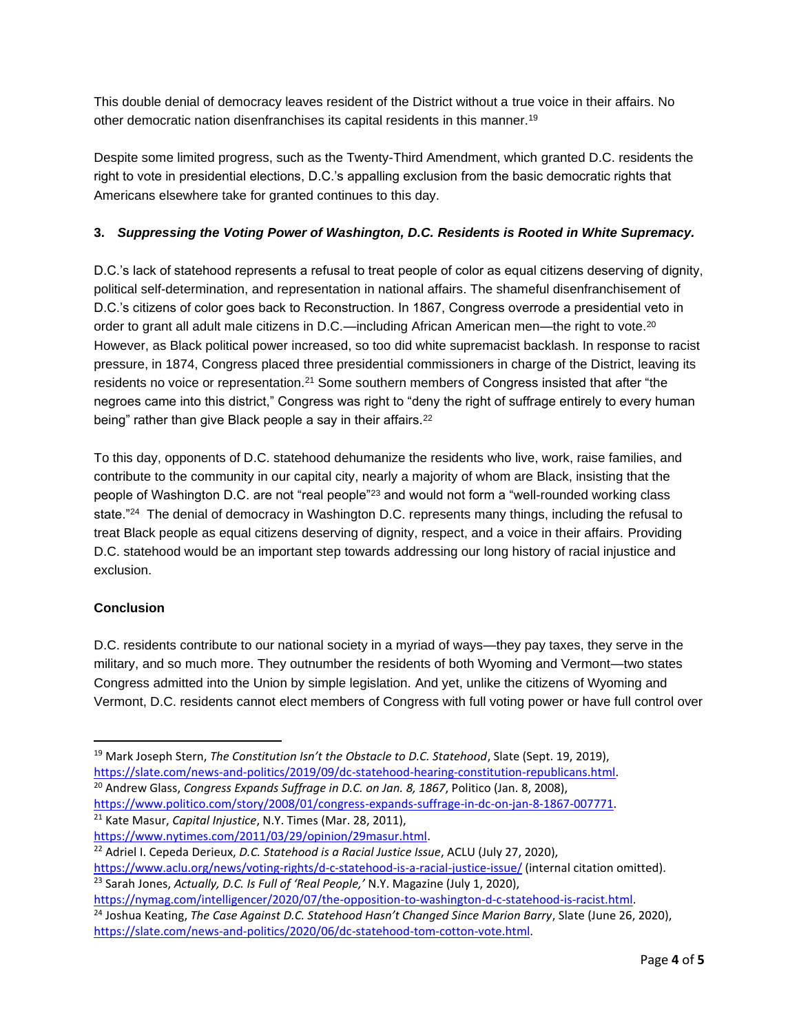This double denial of democracy leaves resident of the District without a true voice in their affairs. No other democratic nation disenfranchises its capital residents in this manner.[19]

Despite some limited progress, such as the Twenty-Third Amendment, which granted D.C. residents the right to vote in presidential elections, D.C.'s appalling exclusion from the basic democratic rights that Americans elsewhere take for granted continues to this day.

**3.** ***Suppressing the Voting Power of Washington, D.C. Residents is Rooted in White Supremacy.***

D.C.'s lack of statehood represents a refusal to treat people of color as equal citizens deserving of dignity, political self-determination, and representation in national affairs. The shameful disenfranchisement of D.C.'s citizens of color goes back to Reconstruction. In 1867, Congress overrode a presidential veto in order to grant all adult male citizens in D.C.—including African American men—the right to vote.[20] However, as Black political power increased, so too did white supremacist backlash. In response to racist pressure, in 1874, Congress placed three presidential commissioners in charge of the District, leaving its residents no voice or representation.[21] Some southern members of Congress insisted that after "the negroes came into this district," Congress was right to "deny the right of suffrage entirely to every human being" rather than give Black people a say in their affairs.[22]

To this day, opponents of D.C. statehood dehumanize the residents who live, work, raise families, and contribute to the community in our capital city, nearly a majority of whom are Black, insisting that the people of Washington D.C. are not "real people"[23] and would not form a "well-rounded working class state."[24] The denial of democracy in Washington D.C. represents many things, including the refusal to treat Black people as equal citizens deserving of dignity, respect, and a voice in their affairs. Providing D.C. statehood would be an important step towards addressing our long history of racial injustice and exclusion.

**Conclusion**

D.C. residents contribute to our national society in a myriad of ways—they pay taxes, they serve in the military, and so much more. They outnumber the residents of both Wyoming and Vermont—two states Congress admitted into the Union by simple legislation. And yet, unlike the citizens of Wyoming and Vermont, D.C. residents cannot elect members of Congress with full voting power or have full control over

---

[19] Mark Joseph Stern, *The Constitution Isn't the Obstacle to D.C. Statehood*, Slate (Sept. 19, 2019), https://slate.com/news-and-politics/2019/09/dc-statehood-hearing-constitution-republicans.html.

[20] Andrew Glass, *Congress Expands Suffrage in D.C. on Jan. 8, 1867*, Politico (Jan. 8, 2008), https://www.politico.com/story/2008/01/congress-expands-suffrage-in-dc-on-jan-8-1867-007771.

[21] Kate Masur, *Capital Injustice*, N.Y. Times (Mar. 28, 2011), https://www.nytimes.com/2011/03/29/opinion/29masur.html.

[22] Adriel I. Cepeda Derieux, *D.C. Statehood is a Racial Justice Issue*, ACLU (July 27, 2020), https://www.aclu.org/news/voting-rights/d-c-statehood-is-a-racial-justice-issue/ (internal citation omitted).

[23] Sarah Jones, *Actually, D.C. Is Full of 'Real People,'* N.Y. Magazine (July 1, 2020), https://nymag.com/intelligencer/2020/07/the-opposition-to-washington-d-c-statehood-is-racist.html.

[24] Joshua Keating, *The Case Against D.C. Statehood Hasn't Changed Since Marion Barry*, Slate (June 26, 2020), https://slate.com/news-and-politics/2020/06/dc-statehood-tom-cotton-vote.html.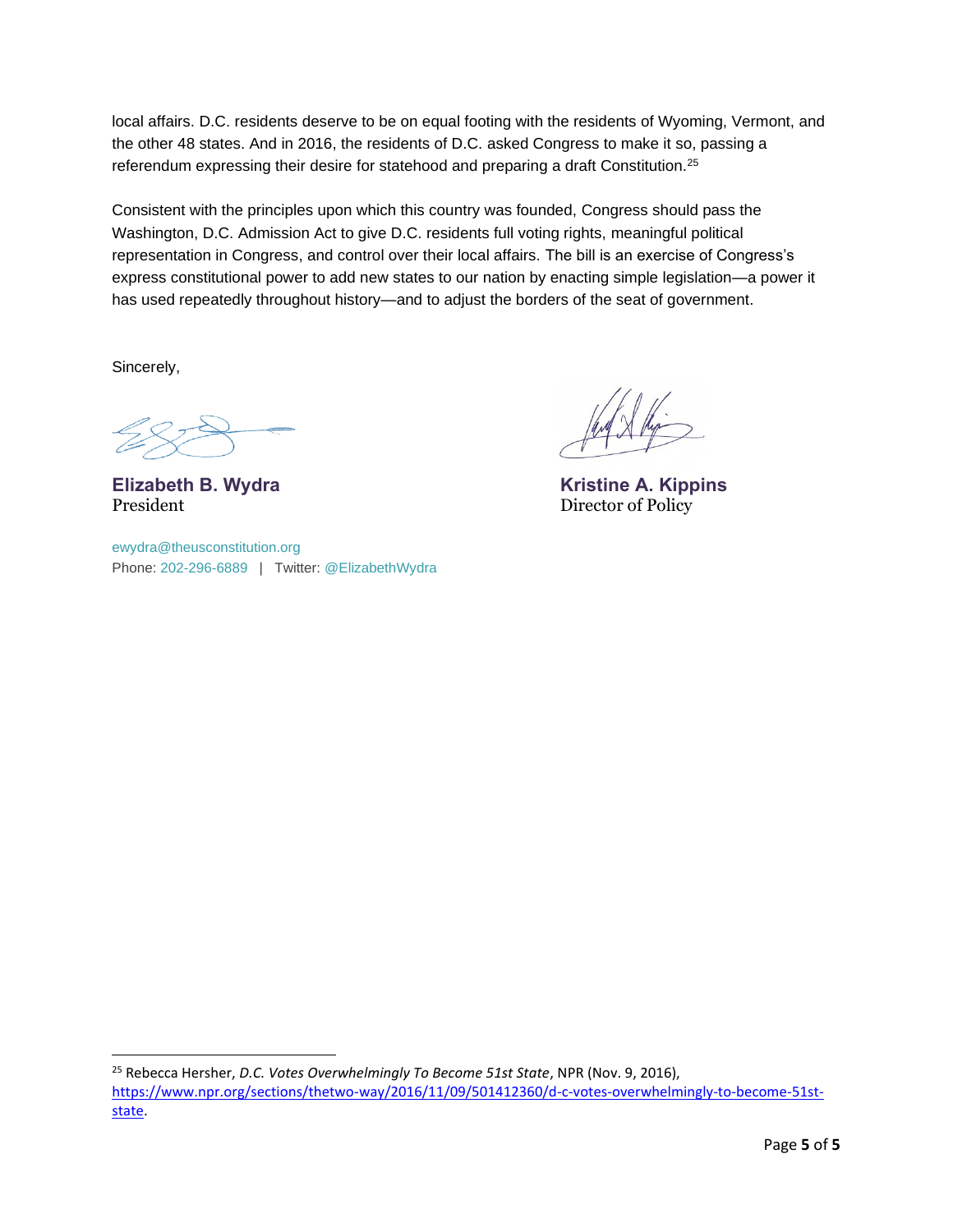local affairs. D.C. residents deserve to be on equal footing with the residents of Wyoming, Vermont, and the other 48 states. And in 2016, the residents of D.C. asked Congress to make it so, passing a referendum expressing their desire for statehood and preparing a draft Constitution.[25]

Consistent with the principles upon which this country was founded, Congress should pass the Washington, D.C. Admission Act to give D.C. residents full voting rights, meaningful political representation in Congress, and control over their local affairs. The bill is an exercise of Congress's express constitutional power to add new states to our nation by enacting simple legislation—a power it has used repeatedly throughout history—and to adjust the borders of the seat of government.

Sincerely,

**Elizabeth B. Wydra**
President

ewydra@theusconstitution.org
Phone: 202-296-6889 | Twitter: @ElizabethWydra

**Kristine A. Kippins**
Director of Policy

---

[25] Rebecca Hersher, *D.C. Votes Overwhelmingly To Become 51st State*, NPR (Nov. 9, 2016), https://www.npr.org/sections/thetwo-way/2016/11/09/501412360/d-c-votes-overwhelmingly-to-become-51st-state.